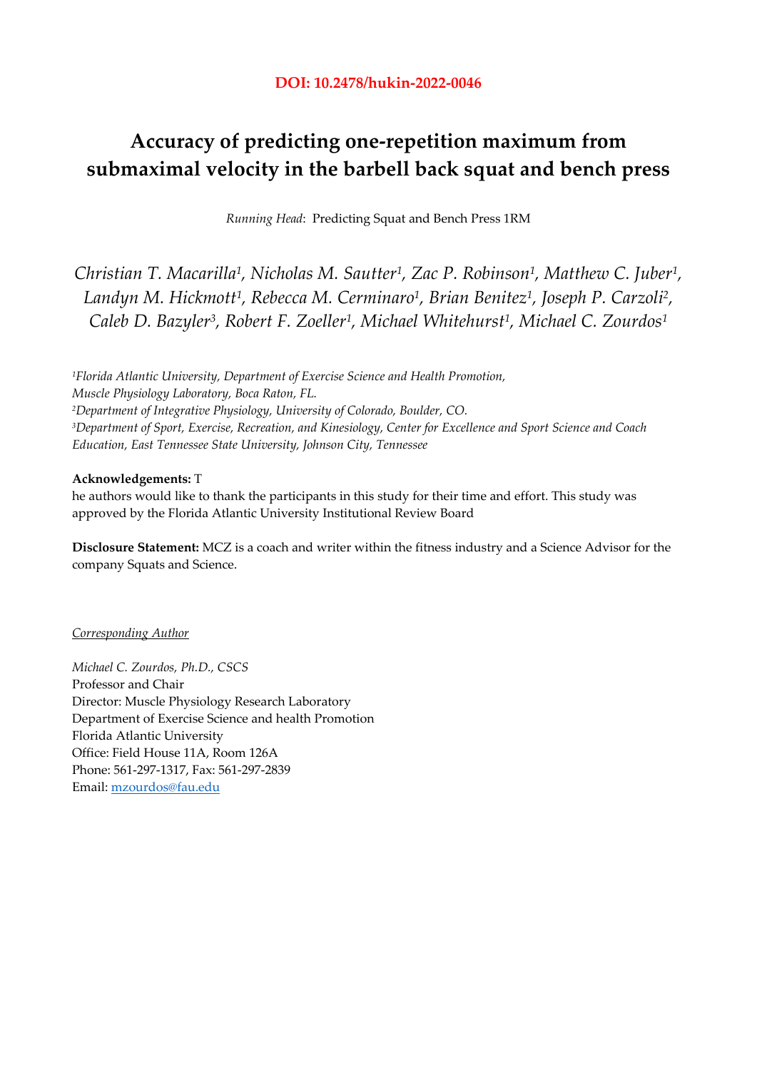**DOI: 10.2478/hukin-2022-0046**

# Accuracy of predicting one-repetition maximum from submaximal velocity in the barbell back squat and bench press

*Running Head*: Predicting Squat and Bench Press 1RM

*Christian T. Macarilla[1], Nicholas M. Sautter[1], Zac P. Robinson[1], Matthew C. Juber[1], Landyn M. Hickmott[1], Rebecca M. Cerminaro[1], Brian Benitez[1], Joseph P. Carzoli[2], Caleb D. Bazyler[3], Robert F. Zoeller[1], Michael Whitehurst[1], Michael C. Zourdos[1]*

*[1]Florida Atlantic University, Department of Exercise Science and Health Promotion, Muscle Physiology Laboratory, Boca Raton, FL.*
*[2]Department of Integrative Physiology, University of Colorado, Boulder, CO.*
*[3]Department of Sport, Exercise, Recreation, and Kinesiology, Center for Excellence and Sport Science and Coach Education, East Tennessee State University, Johnson City, Tennessee*

**Acknowledgements:** T
he authors would like to thank the participants in this study for their time and effort. This study was approved by the Florida Atlantic University Institutional Review Board

**Disclosure Statement:** MCZ is a coach and writer within the fitness industry and a Science Advisor for the company Squats and Science.

<u>*Corresponding Author*</u>

*Michael C. Zourdos, Ph.D., CSCS*
Professor and Chair
Director: Muscle Physiology Research Laboratory
Department of Exercise Science and health Promotion
Florida Atlantic University
Office: Field House 11A, Room 126A
Phone: 561-297-1317, Fax: 561-297-2839
Email: mzourdos@fau.edu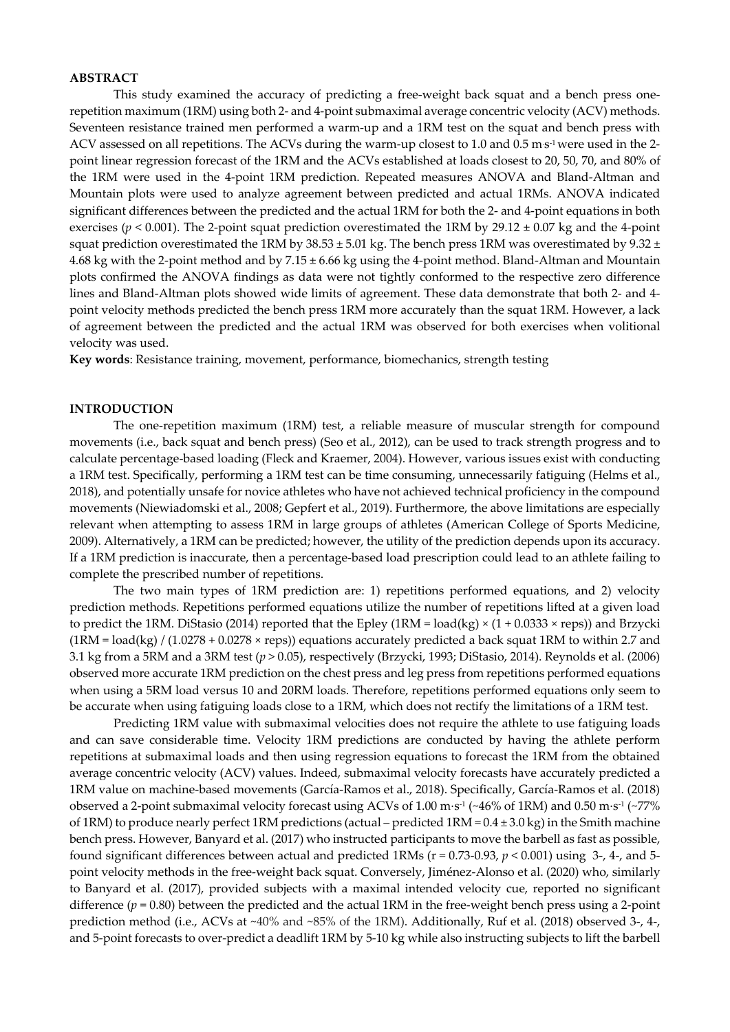### ABSTRACT

This study examined the accuracy of predicting a free-weight back squat and a bench press one-repetition maximum (1RM) using both 2- and 4-point submaximal average concentric velocity (ACV) methods. Seventeen resistance trained men performed a warm-up and a 1RM test on the squat and bench press with ACV assessed on all repetitions. The ACVs during the warm-up closest to 1.0 and 0.5 $m \cdot s^{-1}$ were used in the 2-point linear regression forecast of the 1RM and the ACVs established at loads closest to 20, 50, 70, and 80% of the 1RM were used in the 4-point 1RM prediction. Repeated measures ANOVA and Bland-Altman and Mountain plots were used to analyze agreement between predicted and actual 1RMs. ANOVA indicated significant differences between the predicted and the actual 1RM for both the 2- and 4-point equations in both exercises ($p < 0.001$). The 2-point squat prediction overestimated the 1RM by 29.12 ± 0.07 kg and the 4-point squat prediction overestimated the 1RM by 38.53 ± 5.01 kg. The bench press 1RM was overestimated by 9.32 ± 4.68 kg with the 2-point method and by 7.15 ± 6.66 kg using the 4-point method. Bland-Altman and Mountain plots confirmed the ANOVA findings as data were not tightly conformed to the respective zero difference lines and Bland-Altman plots showed wide limits of agreement. These data demonstrate that both 2- and 4-point velocity methods predicted the bench press 1RM more accurately than the squat 1RM. However, a lack of agreement between the predicted and the actual 1RM was observed for both exercises when volitional velocity was used.

**Key words**: Resistance training, movement, performance, biomechanics, strength testing

### INTRODUCTION

The one-repetition maximum (1RM) test, a reliable measure of muscular strength for compound movements (i.e., back squat and bench press) (Seo et al., 2012), can be used to track strength progress and to calculate percentage-based loading (Fleck and Kraemer, 2004). However, various issues exist with conducting a 1RM test. Specifically, performing a 1RM test can be time consuming, unnecessarily fatiguing (Helms et al., 2018), and potentially unsafe for novice athletes who have not achieved technical proficiency in the compound movements (Niewiadomski et al., 2008; Gepfert et al., 2019). Furthermore, the above limitations are especially relevant when attempting to assess 1RM in large groups of athletes (American College of Sports Medicine, 2009). Alternatively, a 1RM can be predicted; however, the utility of the prediction depends upon its accuracy. If a 1RM prediction is inaccurate, then a percentage-based load prescription could lead to an athlete failing to complete the prescribed number of repetitions.

The two main types of 1RM prediction are: 1) repetitions performed equations, and 2) velocity prediction methods. Repetitions performed equations utilize the number of repetitions lifted at a given load to predict the 1RM. DiStasio (2014) reported that the Epley ($1RM = load(kg) \times (1 + 0.0333 \times reps)$) and Brzycki ($1RM = load(kg) / (1.0278 + 0.0278 \times reps)$) equations accurately predicted a back squat 1RM to within 2.7 and 3.1 kg from a 5RM and a 3RM test ($p > 0.05$), respectively (Brzycki, 1993; DiStasio, 2014). Reynolds et al. (2006) observed more accurate 1RM prediction on the chest press and leg press from repetitions performed equations when using a 5RM load versus 10 and 20RM loads. Therefore, repetitions performed equations only seem to be accurate when using fatiguing loads close to a 1RM, which does not rectify the limitations of a 1RM test.

Predicting 1RM value with submaximal velocities does not require the athlete to use fatiguing loads and can save considerable time. Velocity 1RM predictions are conducted by having the athlete perform repetitions at submaximal loads and then using regression equations to forecast the 1RM from the obtained average concentric velocity (ACV) values. Indeed, submaximal velocity forecasts have accurately predicted a 1RM value on machine-based movements (García-Ramos et al., 2018). Specifically, García-Ramos et al. (2018) observed a 2-point submaximal velocity forecast using ACVs of 1.00 $m \cdot s^{-1}$ (~46% of 1RM) and 0.50 $m \cdot s^{-1}$ (~77% of 1RM) to produce nearly perfect 1RM predictions (actual – predicted 1RM = 0.4 ± 3.0 kg) in the Smith machine bench press. However, Banyard et al. (2017) who instructed participants to move the barbell as fast as possible, found significant differences between actual and predicted 1RMs ($r = 0.73\text{-}0.93$, $p < 0.001$) using 3-, 4-, and 5-point velocity methods in the free-weight back squat. Conversely, Jiménez-Alonso et al. (2020) who, similarly to Banyard et al. (2017), provided subjects with a maximal intended velocity cue, reported no significant difference ($p = 0.80$) between the predicted and the actual 1RM in the free-weight bench press using a 2-point prediction method (i.e., ACVs at ~40% and ~85% of the 1RM). Additionally, Ruf et al. (2018) observed 3-, 4-, and 5-point forecasts to over-predict a deadlift 1RM by 5-10 kg while also instructing subjects to lift the barbell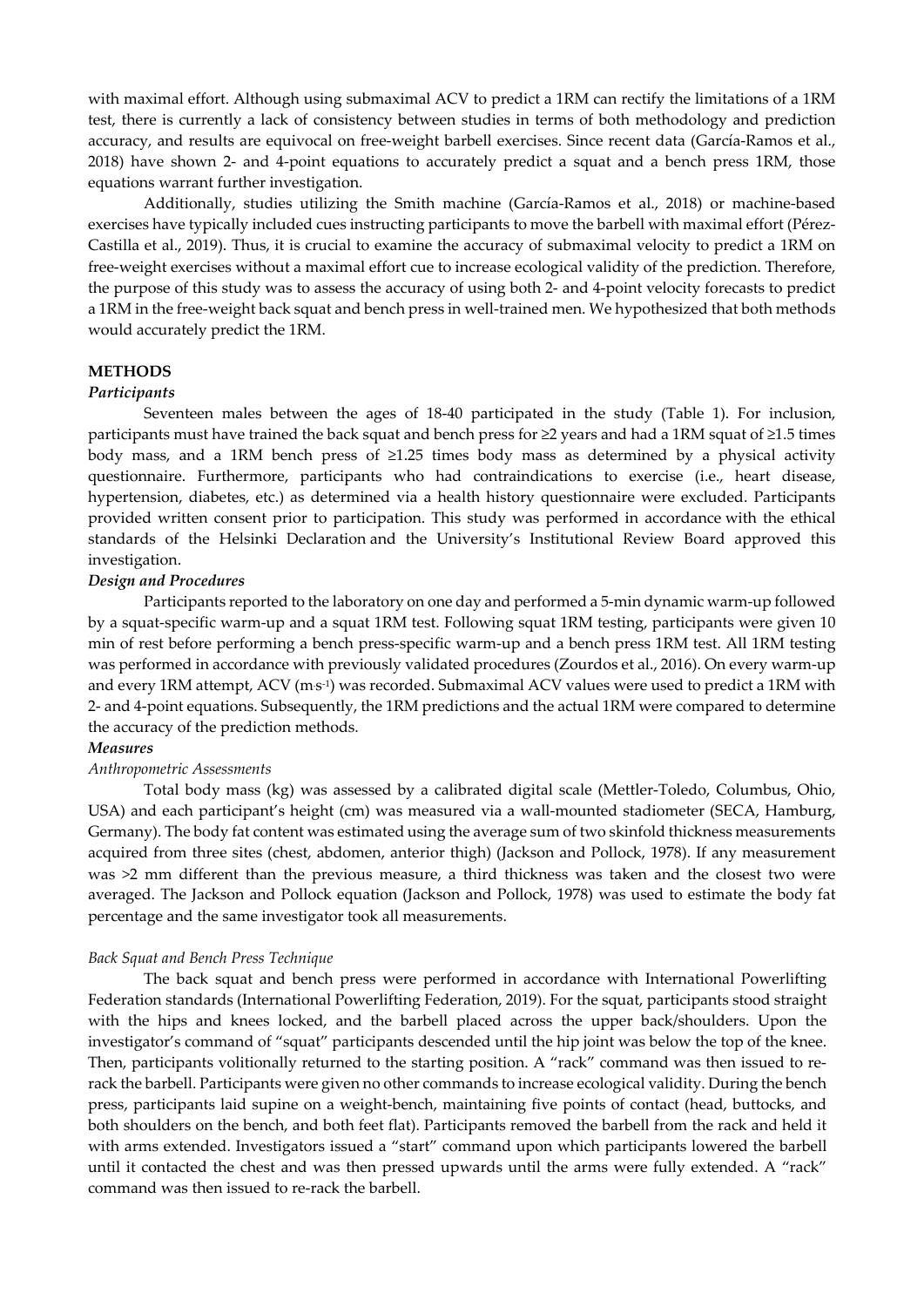with maximal effort. Although using submaximal ACV to predict a 1RM can rectify the limitations of a 1RM test, there is currently a lack of consistency between studies in terms of both methodology and prediction accuracy, and results are equivocal on free-weight barbell exercises. Since recent data (García-Ramos et al., 2018) have shown 2- and 4-point equations to accurately predict a squat and a bench press 1RM, those equations warrant further investigation.

Additionally, studies utilizing the Smith machine (García-Ramos et al., 2018) or machine-based exercises have typically included cues instructing participants to move the barbell with maximal effort (Pérez-Castilla et al., 2019). Thus, it is crucial to examine the accuracy of submaximal velocity to predict a 1RM on free-weight exercises without a maximal effort cue to increase ecological validity of the prediction. Therefore, the purpose of this study was to assess the accuracy of using both 2- and 4-point velocity forecasts to predict a 1RM in the free-weight back squat and bench press in well-trained men. We hypothesized that both methods would accurately predict the 1RM.

## METHODS

### *Participants*

Seventeen males between the ages of 18-40 participated in the study (Table 1). For inclusion, participants must have trained the back squat and bench press for ≥2 years and had a 1RM squat of ≥1.5 times body mass, and a 1RM bench press of ≥1.25 times body mass as determined by a physical activity questionnaire. Furthermore, participants who had contraindications to exercise (i.e., heart disease, hypertension, diabetes, etc.) as determined via a health history questionnaire were excluded. Participants provided written consent prior to participation. This study was performed in accordance with the ethical standards of the Helsinki Declaration and the University's Institutional Review Board approved this investigation.

### *Design and Procedures*

Participants reported to the laboratory on one day and performed a 5-min dynamic warm-up followed by a squat-specific warm-up and a squat 1RM test. Following squat 1RM testing, participants were given 10 min of rest before performing a bench press-specific warm-up and a bench press 1RM test. All 1RM testing was performed in accordance with previously validated procedures (Zourdos et al., 2016). On every warm-up and every 1RM attempt, ACV ($m \cdot s^{-1}$) was recorded. Submaximal ACV values were used to predict a 1RM with 2- and 4-point equations. Subsequently, the 1RM predictions and the actual 1RM were compared to determine the accuracy of the prediction methods.

### *Measures*

#### *Anthropometric Assessments*

Total body mass (kg) was assessed by a calibrated digital scale (Mettler-Toledo, Columbus, Ohio, USA) and each participant's height (cm) was measured via a wall-mounted stadiometer (SECA, Hamburg, Germany). The body fat content was estimated using the average sum of two skinfold thickness measurements acquired from three sites (chest, abdomen, anterior thigh) (Jackson and Pollock, 1978). If any measurement was >2 mm different than the previous measure, a third thickness was taken and the closest two were averaged. The Jackson and Pollock equation (Jackson and Pollock, 1978) was used to estimate the body fat percentage and the same investigator took all measurements.

#### *Back Squat and Bench Press Technique*

The back squat and bench press were performed in accordance with International Powerlifting Federation standards (International Powerlifting Federation, 2019). For the squat, participants stood straight with the hips and knees locked, and the barbell placed across the upper back/shoulders. Upon the investigator's command of "squat" participants descended until the hip joint was below the top of the knee. Then, participants volitionally returned to the starting position. A "rack" command was then issued to re-rack the barbell. Participants were given no other commands to increase ecological validity. During the bench press, participants laid supine on a weight-bench, maintaining five points of contact (head, buttocks, and both shoulders on the bench, and both feet flat). Participants removed the barbell from the rack and held it with arms extended. Investigators issued a "start" command upon which participants lowered the barbell until it contacted the chest and was then pressed upwards until the arms were fully extended. A "rack" command was then issued to re-rack the barbell.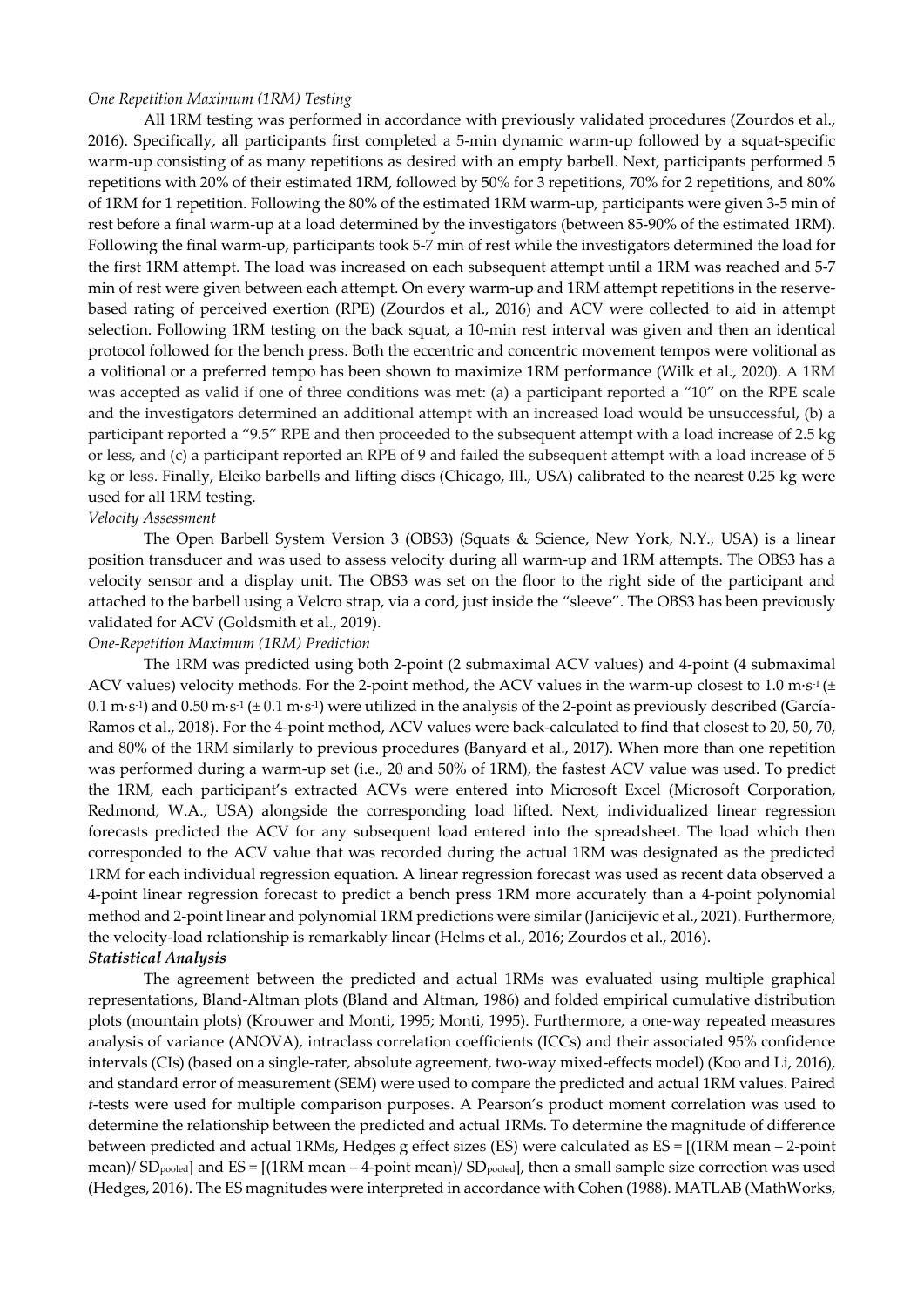*One Repetition Maximum (1RM) Testing*

All 1RM testing was performed in accordance with previously validated procedures (Zourdos et al., 2016). Specifically, all participants first completed a 5-min dynamic warm-up followed by a squat-specific warm-up consisting of as many repetitions as desired with an empty barbell. Next, participants performed 5 repetitions with 20% of their estimated 1RM, followed by 50% for 3 repetitions, 70% for 2 repetitions, and 80% of 1RM for 1 repetition. Following the 80% of the estimated 1RM warm-up, participants were given 3-5 min of rest before a final warm-up at a load determined by the investigators (between 85-90% of the estimated 1RM). Following the final warm-up, participants took 5-7 min of rest while the investigators determined the load for the first 1RM attempt. The load was increased on each subsequent attempt until a 1RM was reached and 5-7 min of rest were given between each attempt. On every warm-up and 1RM attempt repetitions in the reserve-based rating of perceived exertion (RPE) (Zourdos et al., 2016) and ACV were collected to aid in attempt selection. Following 1RM testing on the back squat, a 10-min rest interval was given and then an identical protocol followed for the bench press. Both the eccentric and concentric movement tempos were volitional as a volitional or a preferred tempo has been shown to maximize 1RM performance (Wilk et al., 2020). A 1RM was accepted as valid if one of three conditions was met: (a) a participant reported a "10" on the RPE scale and the investigators determined an additional attempt with an increased load would be unsuccessful, (b) a participant reported a "9.5" RPE and then proceeded to the subsequent attempt with a load increase of 2.5 kg or less, and (c) a participant reported an RPE of 9 and failed the subsequent attempt with a load increase of 5 kg or less. Finally, Eleiko barbells and lifting discs (Chicago, Ill., USA) calibrated to the nearest 0.25 kg were used for all 1RM testing.

*Velocity Assessment*

The Open Barbell System Version 3 (OBS3) (Squats & Science, New York, N.Y., USA) is a linear position transducer and was used to assess velocity during all warm-up and 1RM attempts. The OBS3 has a velocity sensor and a display unit. The OBS3 was set on the floor to the right side of the participant and attached to the barbell using a Velcro strap, via a cord, just inside the "sleeve". The OBS3 has been previously validated for ACV (Goldsmith et al., 2019).

*One-Repetition Maximum (1RM) Prediction*

The 1RM was predicted using both 2-point (2 submaximal ACV values) and 4-point (4 submaximal ACV values) velocity methods. For the 2-point method, the ACV values in the warm-up closest to 1.0 $m \cdot s^{-1}$ ($\pm$ 0.1 $m \cdot s^{-1}$) and 0.50 $m \cdot s^{-1}$ ($\pm$ 0.1 $m \cdot s^{-1}$) were utilized in the analysis of the 2-point as previously described (García-Ramos et al., 2018). For the 4-point method, ACV values were back-calculated to find that closest to 20, 50, 70, and 80% of the 1RM similarly to previous procedures (Banyard et al., 2017). When more than one repetition was performed during a warm-up set (i.e., 20 and 50% of 1RM), the fastest ACV value was used. To predict the 1RM, each participant's extracted ACVs were entered into Microsoft Excel (Microsoft Corporation, Redmond, W.A., USA) alongside the corresponding load lifted. Next, individualized linear regression forecasts predicted the ACV for any subsequent load entered into the spreadsheet. The load which then corresponded to the ACV value that was recorded during the actual 1RM was designated as the predicted 1RM for each individual regression equation. A linear regression forecast was used as recent data observed a 4-point linear regression forecast to predict a bench press 1RM more accurately than a 4-point polynomial method and 2-point linear and polynomial 1RM predictions were similar (Janicijevic et al., 2021). Furthermore, the velocity-load relationship is remarkably linear (Helms et al., 2016; Zourdos et al., 2016).

***Statistical Analysis***

The agreement between the predicted and actual 1RMs was evaluated using multiple graphical representations, Bland-Altman plots (Bland and Altman, 1986) and folded empirical cumulative distribution plots (mountain plots) (Krouwer and Monti, 1995; Monti, 1995). Furthermore, a one-way repeated measures analysis of variance (ANOVA), intraclass correlation coefficients (ICCs) and their associated 95% confidence intervals (CIs) (based on a single-rater, absolute agreement, two-way mixed-effects model) (Koo and Li, 2016), and standard error of measurement (SEM) were used to compare the predicted and actual 1RM values. Paired *t*-tests were used for multiple comparison purposes. A Pearson's product moment correlation was used to determine the relationship between the predicted and actual 1RMs. To determine the magnitude of difference between predicted and actual 1RMs, Hedges g effect sizes (ES) were calculated as ES = [(1RM mean – 2-point mean)/ $SD_{pooled}$] and ES = [(1RM mean – 4-point mean)/ $SD_{pooled}$], then a small sample size correction was used (Hedges, 2016). The ES magnitudes were interpreted in accordance with Cohen (1988). MATLAB (MathWorks,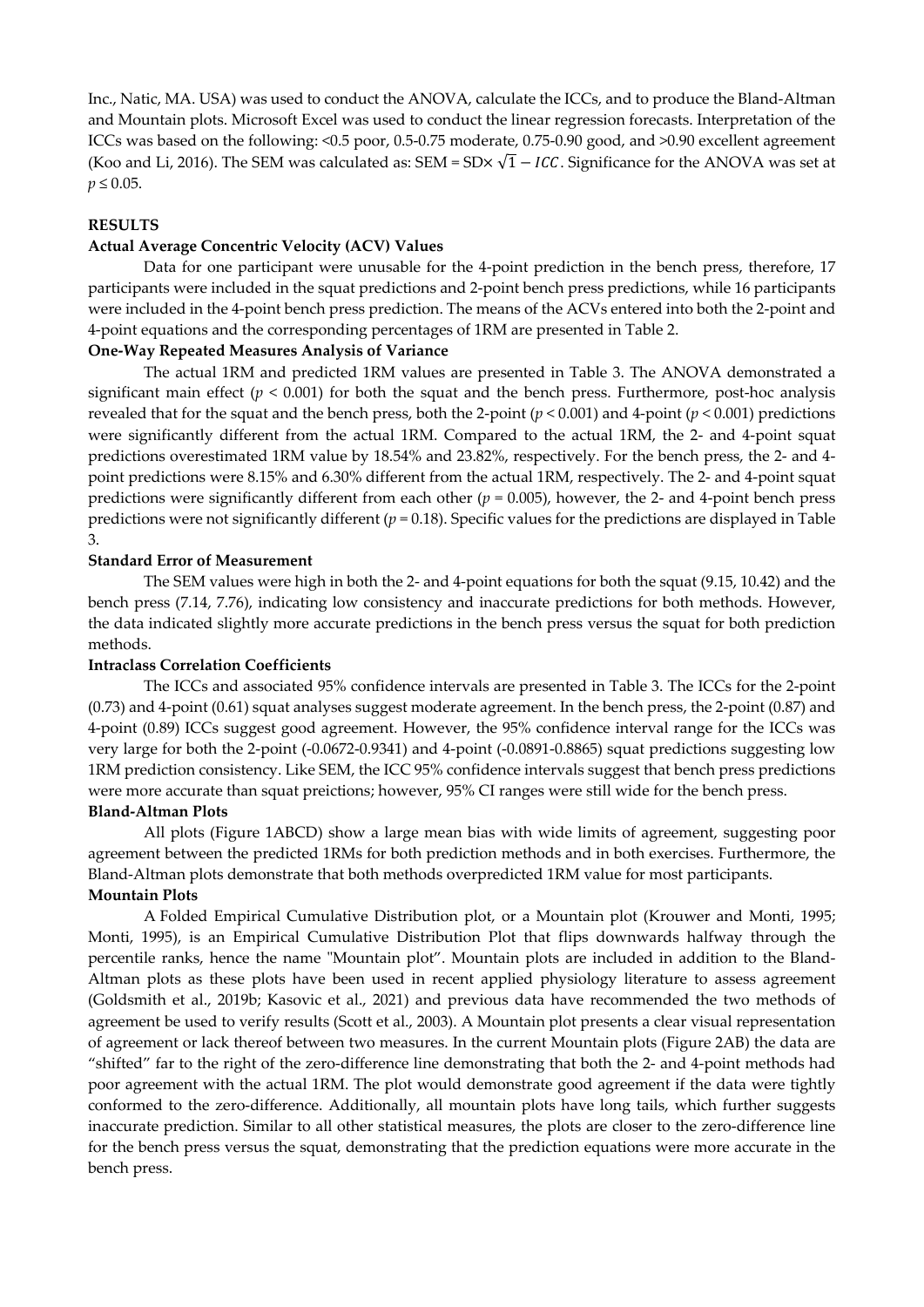Inc., Natic, MA. USA) was used to conduct the ANOVA, calculate the ICCs, and to produce the Bland-Altman and Mountain plots. Microsoft Excel was used to conduct the linear regression forecasts. Interpretation of the ICCs was based on the following: <0.5 poor, 0.5-0.75 moderate, 0.75-0.90 good, and >0.90 excellent agreement (Koo and Li, 2016). The SEM was calculated as: SEM = SD$\times \sqrt{1 - ICC}$. Significance for the ANOVA was set at $p \leq 0.05$.

## RESULTS

### Actual Average Concentric Velocity (ACV) Values

Data for one participant were unusable for the 4-point prediction in the bench press, therefore, 17 participants were included in the squat predictions and 2-point bench press predictions, while 16 participants were included in the 4-point bench press prediction. The means of the ACVs entered into both the 2-point and 4-point equations and the corresponding percentages of 1RM are presented in Table 2.

### One-Way Repeated Measures Analysis of Variance

The actual 1RM and predicted 1RM values are presented in Table 3. The ANOVA demonstrated a significant main effect ($p < 0.001$) for both the squat and the bench press. Furthermore, post-hoc analysis revealed that for the squat and the bench press, both the 2-point ($p < 0.001$) and 4-point ($p < 0.001$) predictions were significantly different from the actual 1RM. Compared to the actual 1RM, the 2- and 4-point squat predictions overestimated 1RM value by 18.54% and 23.82%, respectively. For the bench press, the 2- and 4-point predictions were 8.15% and 6.30% different from the actual 1RM, respectively. The 2- and 4-point squat predictions were significantly different from each other ($p = 0.005$), however, the 2- and 4-point bench press predictions were not significantly different ($p = 0.18$). Specific values for the predictions are displayed in Table 3.

### Standard Error of Measurement

The SEM values were high in both the 2- and 4-point equations for both the squat (9.15, 10.42) and the bench press (7.14, 7.76), indicating low consistency and inaccurate predictions for both methods. However, the data indicated slightly more accurate predictions in the bench press versus the squat for both prediction methods.

### Intraclass Correlation Coefficients

The ICCs and associated 95% confidence intervals are presented in Table 3. The ICCs for the 2-point (0.73) and 4-point (0.61) squat analyses suggest moderate agreement. In the bench press, the 2-point (0.87) and 4-point (0.89) ICCs suggest good agreement. However, the 95% confidence interval range for the ICCs was very large for both the 2-point (-0.0672-0.9341) and 4-point (-0.0891-0.8865) squat predictions suggesting low 1RM prediction consistency. Like SEM, the ICC 95% confidence intervals suggest that bench press predictions were more accurate than squat preictions; however, 95% CI ranges were still wide for the bench press.

### Bland-Altman Plots

All plots (Figure 1ABCD) show a large mean bias with wide limits of agreement, suggesting poor agreement between the predicted 1RMs for both prediction methods and in both exercises. Furthermore, the Bland-Altman plots demonstrate that both methods overpredicted 1RM value for most participants.

### Mountain Plots

A Folded Empirical Cumulative Distribution plot, or a Mountain plot (Krouwer and Monti, 1995; Monti, 1995), is an Empirical Cumulative Distribution Plot that flips downwards halfway through the percentile ranks, hence the name "Mountain plot". Mountain plots are included in addition to the Bland-Altman plots as these plots have been used in recent applied physiology literature to assess agreement (Goldsmith et al., 2019b; Kasovic et al., 2021) and previous data have recommended the two methods of agreement be used to verify results (Scott et al., 2003). A Mountain plot presents a clear visual representation of agreement or lack thereof between two measures. In the current Mountain plots (Figure 2AB) the data are "shifted" far to the right of the zero-difference line demonstrating that both the 2- and 4-point methods had poor agreement with the actual 1RM. The plot would demonstrate good agreement if the data were tightly conformed to the zero-difference. Additionally, all mountain plots have long tails, which further suggests inaccurate prediction. Similar to all other statistical measures, the plots are closer to the zero-difference line for the bench press versus the squat, demonstrating that the prediction equations were more accurate in the bench press.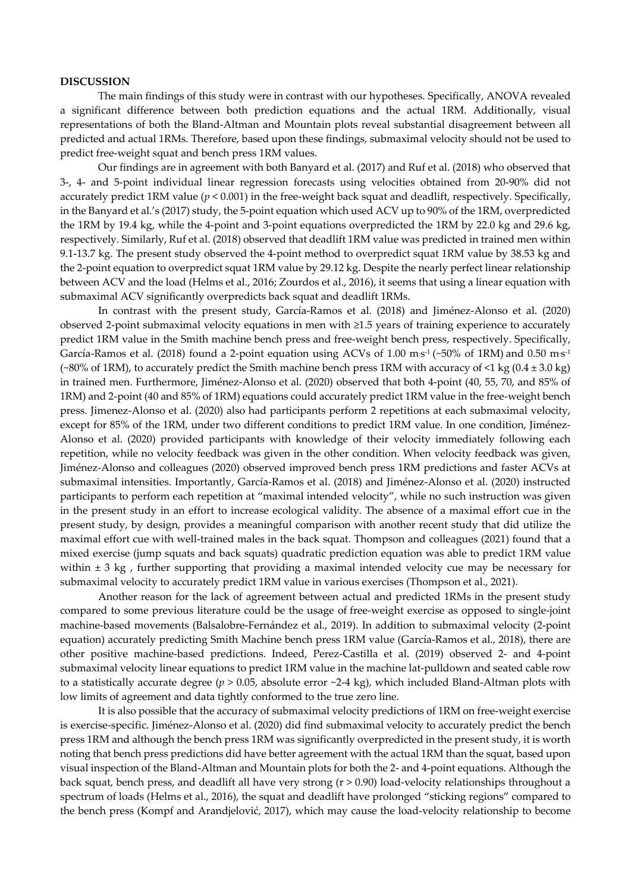## DISCUSSION

The main findings of this study were in contrast with our hypotheses. Specifically, ANOVA revealed a significant difference between both prediction equations and the actual 1RM. Additionally, visual representations of both the Bland-Altman and Mountain plots reveal substantial disagreement between all predicted and actual 1RMs. Therefore, based upon these findings, submaximal velocity should not be used to predict free-weight squat and bench press 1RM values.

Our findings are in agreement with both Banyard et al. (2017) and Ruf et al. (2018) who observed that 3-, 4- and 5-point individual linear regression forecasts using velocities obtained from 20-90% did not accurately predict 1RM value ($p < 0.001$) in the free-weight back squat and deadlift, respectively. Specifically, in the Banyard et al.'s (2017) study, the 5-point equation which used ACV up to 90% of the 1RM, overpredicted the 1RM by 19.4 kg, while the 4-point and 3-point equations overpredicted the 1RM by 22.0 kg and 29.6 kg, respectively. Similarly, Ruf et al. (2018) observed that deadlift 1RM value was predicted in trained men within 9.1-13.7 kg. The present study observed the 4-point method to overpredict squat 1RM value by 38.53 kg and the 2-point equation to overpredict squat 1RM value by 29.12 kg. Despite the nearly perfect linear relationship between ACV and the load (Helms et al., 2016; Zourdos et al., 2016), it seems that using a linear equation with submaximal ACV significantly overpredicts back squat and deadlift 1RMs.

In contrast with the present study, García-Ramos et al. (2018) and Jiménez-Alonso et al. (2020) observed 2-point submaximal velocity equations in men with ≥1.5 years of training experience to accurately predict 1RM value in the Smith machine bench press and free-weight bench press, respectively. Specifically, García-Ramos et al. (2018) found a 2-point equation using ACVs of 1.00 $m{\cdot}s^{-1}$ (~50% of 1RM) and 0.50 $m{\cdot}s^{-1}$ (~80% of 1RM), to accurately predict the Smith machine bench press 1RM with accuracy of <1 kg (0.4 ± 3.0 kg) in trained men. Furthermore, Jiménez-Alonso et al. (2020) observed that both 4-point (40, 55, 70, and 85% of 1RM) and 2-point (40 and 85% of 1RM) equations could accurately predict 1RM value in the free-weight bench press. Jimenez-Alonso et al. (2020) also had participants perform 2 repetitions at each submaximal velocity, except for 85% of the 1RM, under two different conditions to predict 1RM value. In one condition, Jiménez-Alonso et al. (2020) provided participants with knowledge of their velocity immediately following each repetition, while no velocity feedback was given in the other condition. When velocity feedback was given, Jiménez-Alonso and colleagues (2020) observed improved bench press 1RM predictions and faster ACVs at submaximal intensities. Importantly, García-Ramos et al. (2018) and Jiménez-Alonso et al. (2020) instructed participants to perform each repetition at "maximal intended velocity", while no such instruction was given in the present study in an effort to increase ecological validity. The absence of a maximal effort cue in the present study, by design, provides a meaningful comparison with another recent study that did utilize the maximal effort cue with well-trained males in the back squat. Thompson and colleagues (2021) found that a mixed exercise (jump squats and back squats) quadratic prediction equation was able to predict 1RM value within ± 3 kg , further supporting that providing a maximal intended velocity cue may be necessary for submaximal velocity to accurately predict 1RM value in various exercises (Thompson et al., 2021).

Another reason for the lack of agreement between actual and predicted 1RMs in the present study compared to some previous literature could be the usage of free-weight exercise as opposed to single-joint machine-based movements (Balsalobre-Fernández et al., 2019). In addition to submaximal velocity (2-point equation) accurately predicting Smith Machine bench press 1RM value (García-Ramos et al., 2018), there are other positive machine-based predictions. Indeed, Perez-Castilla et al. (2019) observed 2- and 4-point submaximal velocity linear equations to predict 1RM value in the machine lat-pulldown and seated cable row to a statistically accurate degree ($p > 0.05$, absolute error ~2-4 kg), which included Bland-Altman plots with low limits of agreement and data tightly conformed to the true zero line.

It is also possible that the accuracy of submaximal velocity predictions of 1RM on free-weight exercise is exercise-specific. Jiménez-Alonso et al. (2020) did find submaximal velocity to accurately predict the bench press 1RM and although the bench press 1RM was significantly overpredicted in the present study, it is worth noting that bench press predictions did have better agreement with the actual 1RM than the squat, based upon visual inspection of the Bland-Altman and Mountain plots for both the 2- and 4-point equations. Although the back squat, bench press, and deadlift all have very strong ($r > 0.90$) load-velocity relationships throughout a spectrum of loads (Helms et al., 2016), the squat and deadlift have prolonged "sticking regions" compared to the bench press (Kompf and Arandjelović, 2017), which may cause the load-velocity relationship to become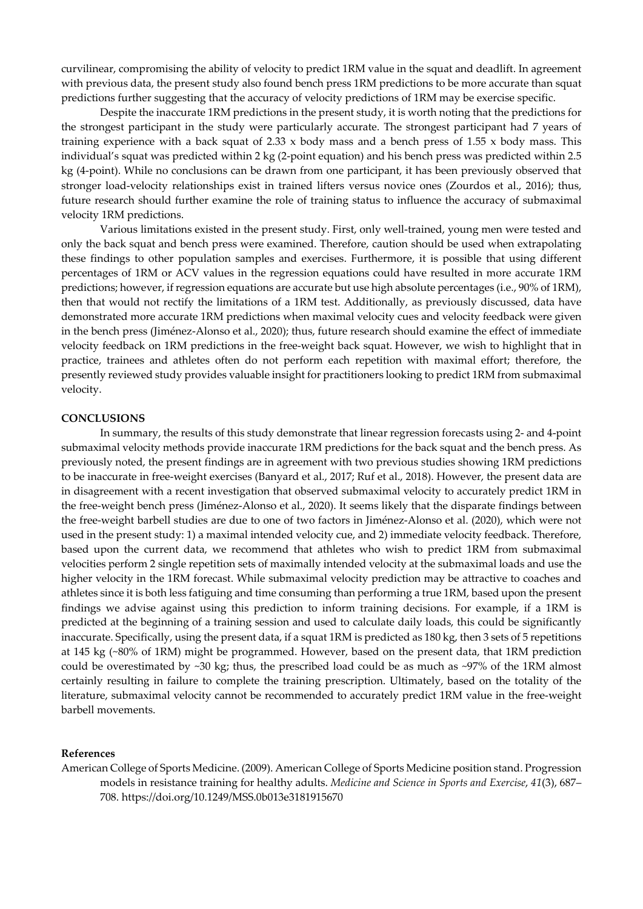curvilinear, compromising the ability of velocity to predict 1RM value in the squat and deadlift. In agreement with previous data, the present study also found bench press 1RM predictions to be more accurate than squat predictions further suggesting that the accuracy of velocity predictions of 1RM may be exercise specific.

Despite the inaccurate 1RM predictions in the present study, it is worth noting that the predictions for the strongest participant in the study were particularly accurate. The strongest participant had 7 years of training experience with a back squat of 2.33 x body mass and a bench press of 1.55 x body mass. This individual's squat was predicted within 2 kg (2-point equation) and his bench press was predicted within 2.5 kg (4-point). While no conclusions can be drawn from one participant, it has been previously observed that stronger load-velocity relationships exist in trained lifters versus novice ones (Zourdos et al., 2016); thus, future research should further examine the role of training status to influence the accuracy of submaximal velocity 1RM predictions.

Various limitations existed in the present study. First, only well-trained, young men were tested and only the back squat and bench press were examined. Therefore, caution should be used when extrapolating these findings to other population samples and exercises. Furthermore, it is possible that using different percentages of 1RM or ACV values in the regression equations could have resulted in more accurate 1RM predictions; however, if regression equations are accurate but use high absolute percentages (i.e., 90% of 1RM), then that would not rectify the limitations of a 1RM test. Additionally, as previously discussed, data have demonstrated more accurate 1RM predictions when maximal velocity cues and velocity feedback were given in the bench press (Jiménez-Alonso et al., 2020); thus, future research should examine the effect of immediate velocity feedback on 1RM predictions in the free-weight back squat. However, we wish to highlight that in practice, trainees and athletes often do not perform each repetition with maximal effort; therefore, the presently reviewed study provides valuable insight for practitioners looking to predict 1RM from submaximal velocity.

## CONCLUSIONS

In summary, the results of this study demonstrate that linear regression forecasts using 2- and 4-point submaximal velocity methods provide inaccurate 1RM predictions for the back squat and the bench press. As previously noted, the present findings are in agreement with two previous studies showing 1RM predictions to be inaccurate in free-weight exercises (Banyard et al., 2017; Ruf et al., 2018). However, the present data are in disagreement with a recent investigation that observed submaximal velocity to accurately predict 1RM in the free-weight bench press (Jiménez-Alonso et al., 2020). It seems likely that the disparate findings between the free-weight barbell studies are due to one of two factors in Jiménez-Alonso et al. (2020), which were not used in the present study: 1) a maximal intended velocity cue, and 2) immediate velocity feedback. Therefore, based upon the current data, we recommend that athletes who wish to predict 1RM from submaximal velocities perform 2 single repetition sets of maximally intended velocity at the submaximal loads and use the higher velocity in the 1RM forecast. While submaximal velocity prediction may be attractive to coaches and athletes since it is both less fatiguing and time consuming than performing a true 1RM, based upon the present findings we advise against using this prediction to inform training decisions. For example, if a 1RM is predicted at the beginning of a training session and used to calculate daily loads, this could be significantly inaccurate. Specifically, using the present data, if a squat 1RM is predicted as 180 kg, then 3 sets of 5 repetitions at 145 kg (~80% of 1RM) might be programmed. However, based on the present data, that 1RM prediction could be overestimated by ~30 kg; thus, the prescribed load could be as much as ~97% of the 1RM almost certainly resulting in failure to complete the training prescription. Ultimately, based on the totality of the literature, submaximal velocity cannot be recommended to accurately predict 1RM value in the free-weight barbell movements.

## References

American College of Sports Medicine. (2009). American College of Sports Medicine position stand. Progression models in resistance training for healthy adults. *Medicine and Science in Sports and Exercise*, *41*(3), 687–708. https://doi.org/10.1249/MSS.0b013e3181915670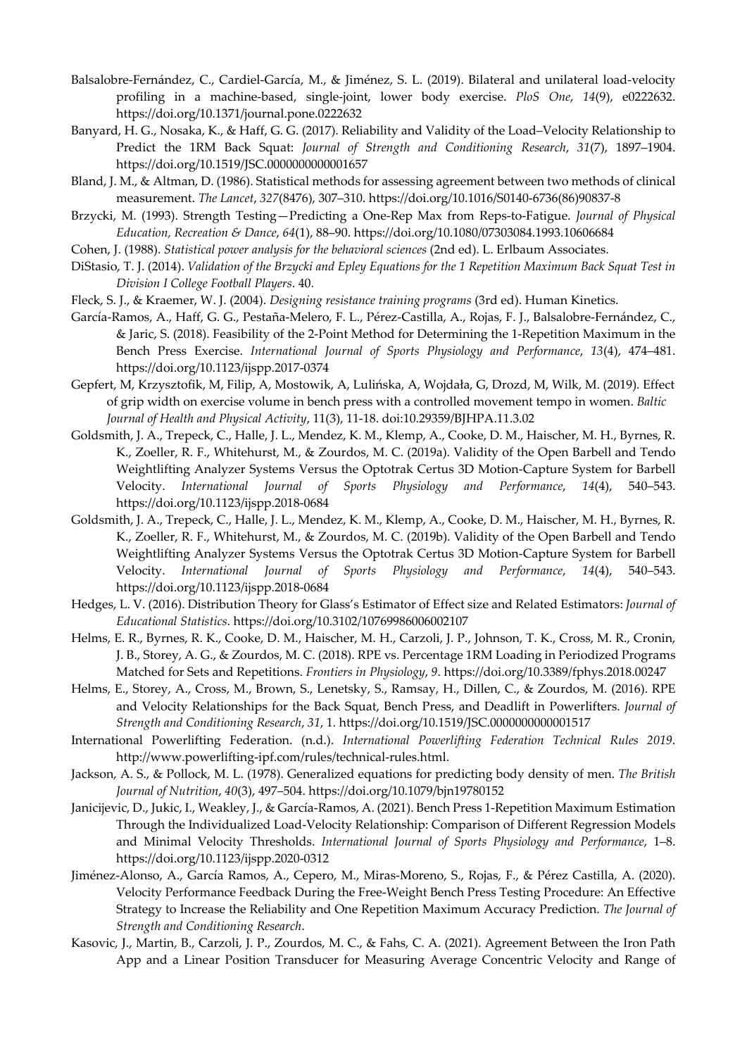Balsalobre-Fernández, C., Cardiel-García, M., & Jiménez, S. L. (2019). Bilateral and unilateral load-velocity profiling in a machine-based, single-joint, lower body exercise. *PloS One*, *14*(9), e0222632. https://doi.org/10.1371/journal.pone.0222632

Banyard, H. G., Nosaka, K., & Haff, G. G. (2017). Reliability and Validity of the Load–Velocity Relationship to Predict the 1RM Back Squat: *Journal of Strength and Conditioning Research*, *31*(7), 1897–1904. https://doi.org/10.1519/JSC.0000000000001657

Bland, J. M., & Altman, D. (1986). Statistical methods for assessing agreement between two methods of clinical measurement. *The Lancet*, *327*(8476), 307–310. https://doi.org/10.1016/S0140-6736(86)90837-8

Brzycki, M. (1993). Strength Testing—Predicting a One-Rep Max from Reps-to-Fatigue. *Journal of Physical Education, Recreation & Dance*, *64*(1), 88–90. https://doi.org/10.1080/07303084.1993.10606684

Cohen, J. (1988). *Statistical power analysis for the behavioral sciences* (2nd ed). L. Erlbaum Associates.

DiStasio, T. J. (2014). *Validation of the Brzycki and Epley Equations for the 1 Repetition Maximum Back Squat Test in Division I College Football Players*. 40.

Fleck, S. J., & Kraemer, W. J. (2004). *Designing resistance training programs* (3rd ed). Human Kinetics.

García-Ramos, A., Haff, G. G., Pestaña-Melero, F. L., Pérez-Castilla, A., Rojas, F. J., Balsalobre-Fernández, C., & Jaric, S. (2018). Feasibility of the 2-Point Method for Determining the 1-Repetition Maximum in the Bench Press Exercise. *International Journal of Sports Physiology and Performance*, *13*(4), 474–481. https://doi.org/10.1123/ijspp.2017-0374

Gepfert, M, Krzysztofik, M, Filip, A, Mostowik, A, Lulińska, A, Wojdała, G, Drozd, M, Wilk, M. (2019). Effect of grip width on exercise volume in bench press with a controlled movement tempo in women. *Baltic Journal of Health and Physical Activity*, 11(3), 11-18. doi:10.29359/BJHPA.11.3.02

Goldsmith, J. A., Trepeck, C., Halle, J. L., Mendez, K. M., Klemp, A., Cooke, D. M., Haischer, M. H., Byrnes, R. K., Zoeller, R. F., Whitehurst, M., & Zourdos, M. C. (2019a). Validity of the Open Barbell and Tendo Weightlifting Analyzer Systems Versus the Optotrak Certus 3D Motion-Capture System for Barbell Velocity. *International Journal of Sports Physiology and Performance*, *14*(4), 540–543. https://doi.org/10.1123/ijspp.2018-0684

Goldsmith, J. A., Trepeck, C., Halle, J. L., Mendez, K. M., Klemp, A., Cooke, D. M., Haischer, M. H., Byrnes, R. K., Zoeller, R. F., Whitehurst, M., & Zourdos, M. C. (2019b). Validity of the Open Barbell and Tendo Weightlifting Analyzer Systems Versus the Optotrak Certus 3D Motion-Capture System for Barbell Velocity. *International Journal of Sports Physiology and Performance*, *14*(4), 540–543. https://doi.org/10.1123/ijspp.2018-0684

Hedges, L. V. (2016). Distribution Theory for Glass's Estimator of Effect size and Related Estimators: *Journal of Educational Statistics*. https://doi.org/10.3102/10769986006002107

Helms, E. R., Byrnes, R. K., Cooke, D. M., Haischer, M. H., Carzoli, J. P., Johnson, T. K., Cross, M. R., Cronin, J. B., Storey, A. G., & Zourdos, M. C. (2018). RPE vs. Percentage 1RM Loading in Periodized Programs Matched for Sets and Repetitions. *Frontiers in Physiology*, *9*. https://doi.org/10.3389/fphys.2018.00247

Helms, E., Storey, A., Cross, M., Brown, S., Lenetsky, S., Ramsay, H., Dillen, C., & Zourdos, M. (2016). RPE and Velocity Relationships for the Back Squat, Bench Press, and Deadlift in Powerlifters. *Journal of Strength and Conditioning Research*, *31*, 1. https://doi.org/10.1519/JSC.0000000000001517

International Powerlifting Federation. (n.d.). *International Powerlifting Federation Technical Rules 2019*. http://www.powerlifting-ipf.com/rules/technical-rules.html.

Jackson, A. S., & Pollock, M. L. (1978). Generalized equations for predicting body density of men. *The British Journal of Nutrition*, *40*(3), 497–504. https://doi.org/10.1079/bjn19780152

Janicijevic, D., Jukic, I., Weakley, J., & García-Ramos, A. (2021). Bench Press 1-Repetition Maximum Estimation Through the Individualized Load-Velocity Relationship: Comparison of Different Regression Models and Minimal Velocity Thresholds. *International Journal of Sports Physiology and Performance*, 1–8. https://doi.org/10.1123/ijspp.2020-0312

Jiménez-Alonso, A., García Ramos, A., Cepero, M., Miras-Moreno, S., Rojas, F., & Pérez Castilla, A. (2020). Velocity Performance Feedback During the Free-Weight Bench Press Testing Procedure: An Effective Strategy to Increase the Reliability and One Repetition Maximum Accuracy Prediction. *The Journal of Strength and Conditioning Research*.

Kasovic, J., Martin, B., Carzoli, J. P., Zourdos, M. C., & Fahs, C. A. (2021). Agreement Between the Iron Path App and a Linear Position Transducer for Measuring Average Concentric Velocity and Range of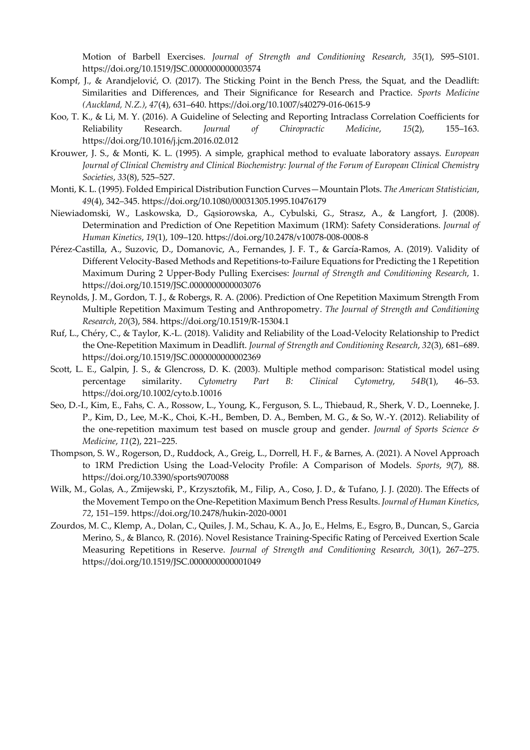Motion of Barbell Exercises. *Journal of Strength and Conditioning Research*, *35*(1), S95–S101. https://doi.org/10.1519/JSC.0000000000003574

Kompf, J., & Arandjelović, O. (2017). The Sticking Point in the Bench Press, the Squat, and the Deadlift: Similarities and Differences, and Their Significance for Research and Practice. *Sports Medicine (Auckland, N.Z.)*, *47*(4), 631–640. https://doi.org/10.1007/s40279-016-0615-9

Koo, T. K., & Li, M. Y. (2016). A Guideline of Selecting and Reporting Intraclass Correlation Coefficients for Reliability Research. *Journal of Chiropractic Medicine*, *15*(2), 155–163. https://doi.org/10.1016/j.jcm.2016.02.012

Krouwer, J. S., & Monti, K. L. (1995). A simple, graphical method to evaluate laboratory assays. *European Journal of Clinical Chemistry and Clinical Biochemistry: Journal of the Forum of European Clinical Chemistry Societies*, *33*(8), 525–527.

Monti, K. L. (1995). Folded Empirical Distribution Function Curves—Mountain Plots. *The American Statistician*, *49*(4), 342–345. https://doi.org/10.1080/00031305.1995.10476179

Niewiadomski, W., Laskowska, D., Gąsiorowska, A., Cybulski, G., Strasz, A., & Langfort, J. (2008). Determination and Prediction of One Repetition Maximum (1RM): Safety Considerations. *Journal of Human Kinetics*, *19*(1), 109–120. https://doi.org/10.2478/v10078-008-0008-8

Pérez-Castilla, A., Suzovic, D., Domanovic, A., Fernandes, J. F. T., & García-Ramos, A. (2019). Validity of Different Velocity-Based Methods and Repetitions-to-Failure Equations for Predicting the 1 Repetition Maximum During 2 Upper-Body Pulling Exercises: *Journal of Strength and Conditioning Research*, 1. https://doi.org/10.1519/JSC.0000000000003076

Reynolds, J. M., Gordon, T. J., & Robergs, R. A. (2006). Prediction of One Repetition Maximum Strength From Multiple Repetition Maximum Testing and Anthropometry. *The Journal of Strength and Conditioning Research*, *20*(3), 584. https://doi.org/10.1519/R-15304.1

Ruf, L., Chéry, C., & Taylor, K.-L. (2018). Validity and Reliability of the Load-Velocity Relationship to Predict the One-Repetition Maximum in Deadlift. *Journal of Strength and Conditioning Research*, *32*(3), 681–689. https://doi.org/10.1519/JSC.0000000000002369

Scott, L. E., Galpin, J. S., & Glencross, D. K. (2003). Multiple method comparison: Statistical model using percentage similarity. *Cytometry Part B: Clinical Cytometry*, *54B*(1), 46–53. https://doi.org/10.1002/cyto.b.10016

Seo, D.-I., Kim, E., Fahs, C. A., Rossow, L., Young, K., Ferguson, S. L., Thiebaud, R., Sherk, V. D., Loenneke, J. P., Kim, D., Lee, M.-K., Choi, K.-H., Bemben, D. A., Bemben, M. G., & So, W.-Y. (2012). Reliability of the one-repetition maximum test based on muscle group and gender. *Journal of Sports Science & Medicine*, *11*(2), 221–225.

Thompson, S. W., Rogerson, D., Ruddock, A., Greig, L., Dorrell, H. F., & Barnes, A. (2021). A Novel Approach to 1RM Prediction Using the Load-Velocity Profile: A Comparison of Models. *Sports*, *9*(7), 88. https://doi.org/10.3390/sports9070088

Wilk, M., Golas, A., Zmijewski, P., Krzysztofik, M., Filip, A., Coso, J. D., & Tufano, J. J. (2020). The Effects of the Movement Tempo on the One-Repetition Maximum Bench Press Results. *Journal of Human Kinetics*, *72*, 151–159. https://doi.org/10.2478/hukin-2020-0001

Zourdos, M. C., Klemp, A., Dolan, C., Quiles, J. M., Schau, K. A., Jo, E., Helms, E., Esgro, B., Duncan, S., Garcia Merino, S., & Blanco, R. (2016). Novel Resistance Training-Specific Rating of Perceived Exertion Scale Measuring Repetitions in Reserve. *Journal of Strength and Conditioning Research*, *30*(1), 267–275. https://doi.org/10.1519/JSC.0000000000001049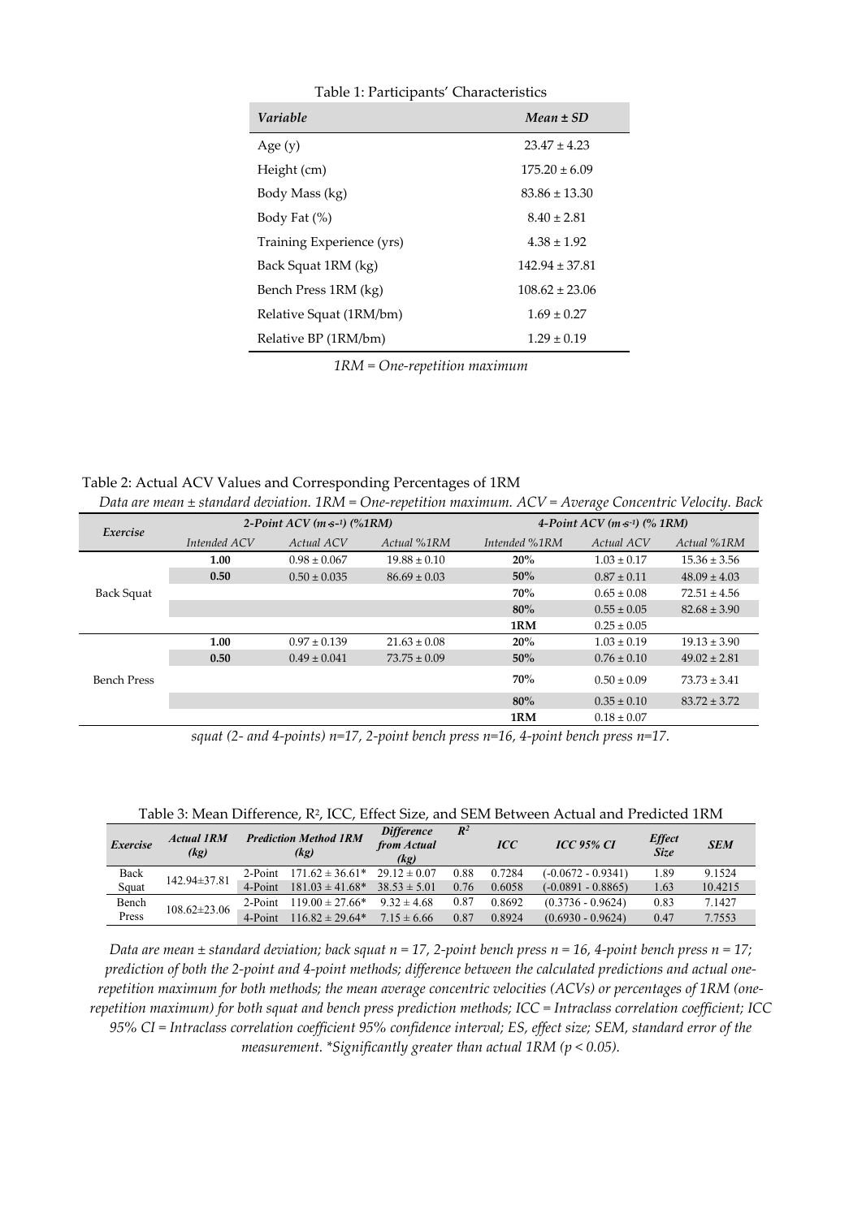Table 1: Participants' Characteristics

| *Variable* | *Mean ± SD* |
|---|---|
| Age (y) | 23.47 ± 4.23 |
| Height (cm) | 175.20 ± 6.09 |
| Body Mass (kg) | 83.86 ± 13.30 |
| Body Fat (%) | 8.40 ± 2.81 |
| Training Experience (yrs) | 4.38 ± 1.92 |
| Back Squat 1RM (kg) | 142.94 ± 37.81 |
| Bench Press 1RM (kg) | 108.62 ± 23.06 |
| Relative Squat (1RM/bm) | 1.69 ± 0.27 |
| Relative BP (1RM/bm) | 1.29 ± 0.19 |

*1RM = One-repetition maximum*

Table 2: Actual ACV Values and Corresponding Percentages of 1RM

*Data are mean ± standard deviation. 1RM = One-repetition maximum. ACV = Average Concentric Velocity. Back squat (2- and 4-points) n=17, 2-point bench press n=16, 4-point bench press n=17.*

| *Exercise* | *2-Point ACV ($m{\cdot}s^{-1}$) (%1RM)* | | | *4-Point ACV ($m{\cdot}s^{-1}$) (% 1RM)* | | |
|---|---|---|---|---|---|---|
| | *Intended ACV* | *Actual ACV* | *Actual %1RM* | *Intended %1RM* | *Actual ACV* | *Actual %1RM* |
| Back Squat | **1.00** | 0.98 ± 0.067 | 19.88 ± 0.10 | **20%** | 1.03 ± 0.17 | 15.36 ± 3.56 |
| | **0.50** | 0.50 ± 0.035 | 86.69 ± 0.03 | **50%** | 0.87 ± 0.11 | 48.09 ± 4.03 |
| | | | | **70%** | 0.65 ± 0.08 | 72.51 ± 4.56 |
| | | | | **80%** | 0.55 ± 0.05 | 82.68 ± 3.90 |
| | | | | **1RM** | 0.25 ± 0.05 | |
| Bench Press | **1.00** | 0.97 ± 0.139 | 21.63 ± 0.08 | **20%** | 1.03 ± 0.19 | 19.13 ± 3.90 |
| | **0.50** | 0.49 ± 0.041 | 73.75 ± 0.09 | **50%** | 0.76 ± 0.10 | 49.02 ± 2.81 |
| | | | | **70%** | 0.50 ± 0.09 | 73.73 ± 3.41 |
| | | | | **80%** | 0.35 ± 0.10 | 83.72 ± 3.72 |
| | | | | **1RM** | 0.18 ± 0.07 | |

Table 3: Mean Difference, $R^2$, ICC, Effect Size, and SEM Between Actual and Predicted 1RM

| *Exercise* | *Actual 1RM (kg)* | *Prediction Method 1RM (kg)* | | *Difference from Actual (kg)* | $R^2$ | *ICC* | *ICC 95% CI* | *Effect Size* | *SEM* |
|---|---|---|---|---|---|---|---|---|---|
| Back Squat | 142.94±37.81 | 2-Point | 171.62 ± 36.61* | 29.12 ± 0.07 | 0.88 | 0.7284 | (-0.0672 - 0.9341) | 1.89 | 9.1524 |
| | | 4-Point | 181.03 ± 41.68* | 38.53 ± 5.01 | 0.76 | 0.6058 | (-0.0891 - 0.8865) | 1.63 | 10.4215 |
| Bench Press | 108.62±23.06 | 2-Point | 119.00 ± 27.66* | 9.32 ± 4.68 | 0.87 | 0.8692 | (0.3736 - 0.9624) | 0.83 | 7.1427 |
| | | 4-Point | 116.82 ± 29.64* | 7.15 ± 6.66 | 0.87 | 0.8924 | (0.6930 - 0.9624) | 0.47 | 7.7553 |

*Data are mean ± standard deviation; back squat n = 17, 2-point bench press n = 16, 4-point bench press n = 17; prediction of both the 2-point and 4-point methods; difference between the calculated predictions and actual one-repetition maximum for both methods; the mean average concentric velocities (ACVs) or percentages of 1RM (one-repetition maximum) for both squat and bench press prediction methods; ICC = Intraclass correlation coefficient; ICC 95% CI = Intraclass correlation coefficient 95% confidence interval; ES, effect size; SEM, standard error of the measurement. *Significantly greater than actual 1RM ($p < 0.05$).*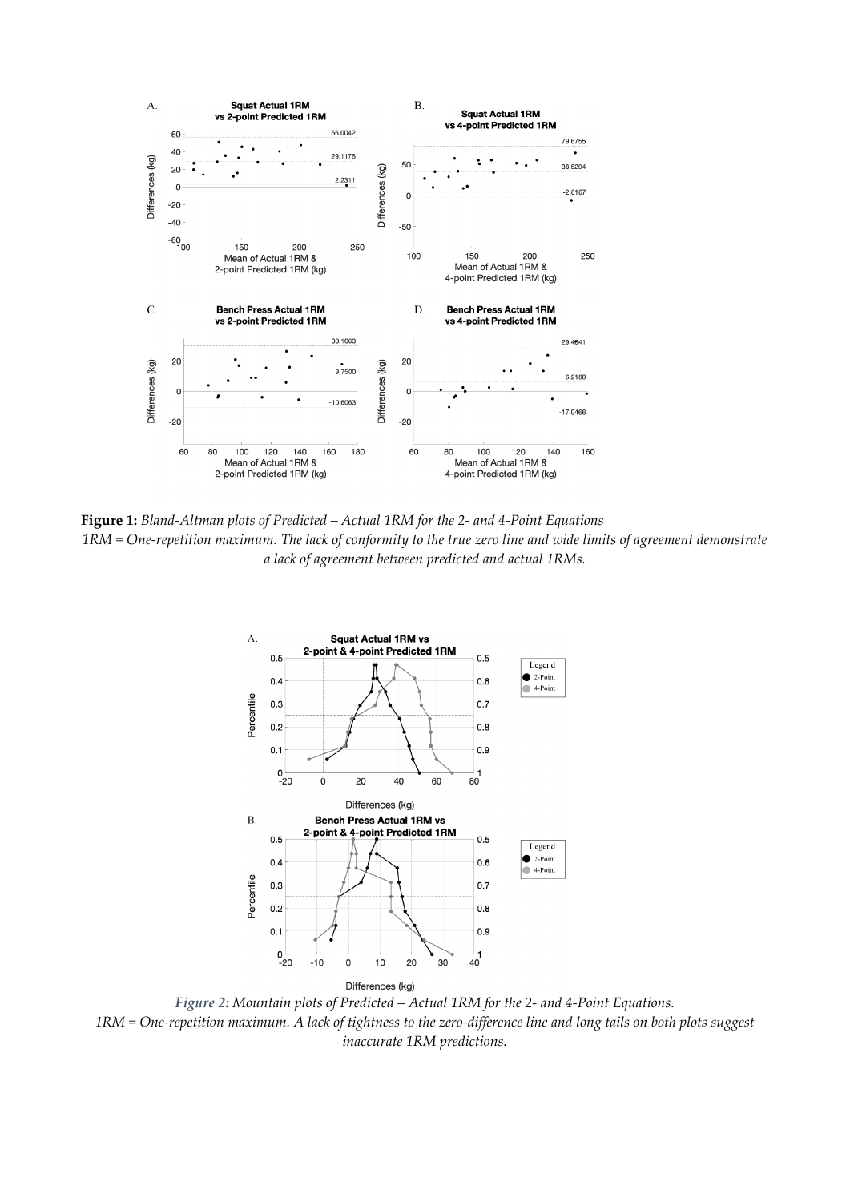A.

**Squat Actual 1RM vs 2-point Predicted 1RM**

56.0042

29.1176

2.2311

Differences (kg)

Mean of Actual 1RM & 2-point Predicted 1RM (kg)

B.

**Squat Actual 1RM vs 4-point Predicted 1RM**

79.6755

38.5294

-2.6167

Differences (kg)

Mean of Actual 1RM & 4-point Predicted 1RM (kg)

C.

**Bench Press Actual 1RM vs 2-point Predicted 1RM**

30.1063

9.7500

-10.6063

Differences (kg)

Mean of Actual 1RM & 2-point Predicted 1RM (kg)

D.

**Bench Press Actual 1RM vs 4-point Predicted 1RM**

29.4841

6.2188

-17.0466

Differences (kg)

Mean of Actual 1RM & 4-point Predicted 1RM (kg)

**Figure 1:** *Bland-Altman plots of Predicted – Actual 1RM for the 2- and 4-Point Equations*
*1RM = One-repetition maximum. The lack of conformity to the true zero line and wide limits of agreement demonstrate a lack of agreement between predicted and actual 1RMs.*

A.

**Squat Actual 1RM vs 2-point & 4-point Predicted 1RM**

Percentile

Differences (kg)

Legend
2-Point
4-Point

B.

**Bench Press Actual 1RM vs 2-point & 4-point Predicted 1RM**

Percentile

Differences (kg)

Legend
2-Point
4-Point

*Figure 2: Mountain plots of Predicted – Actual 1RM for the 2- and 4-Point Equations.*
*1RM = One-repetition maximum. A lack of tightness to the zero-difference line and long tails on both plots suggest inaccurate 1RM predictions.*